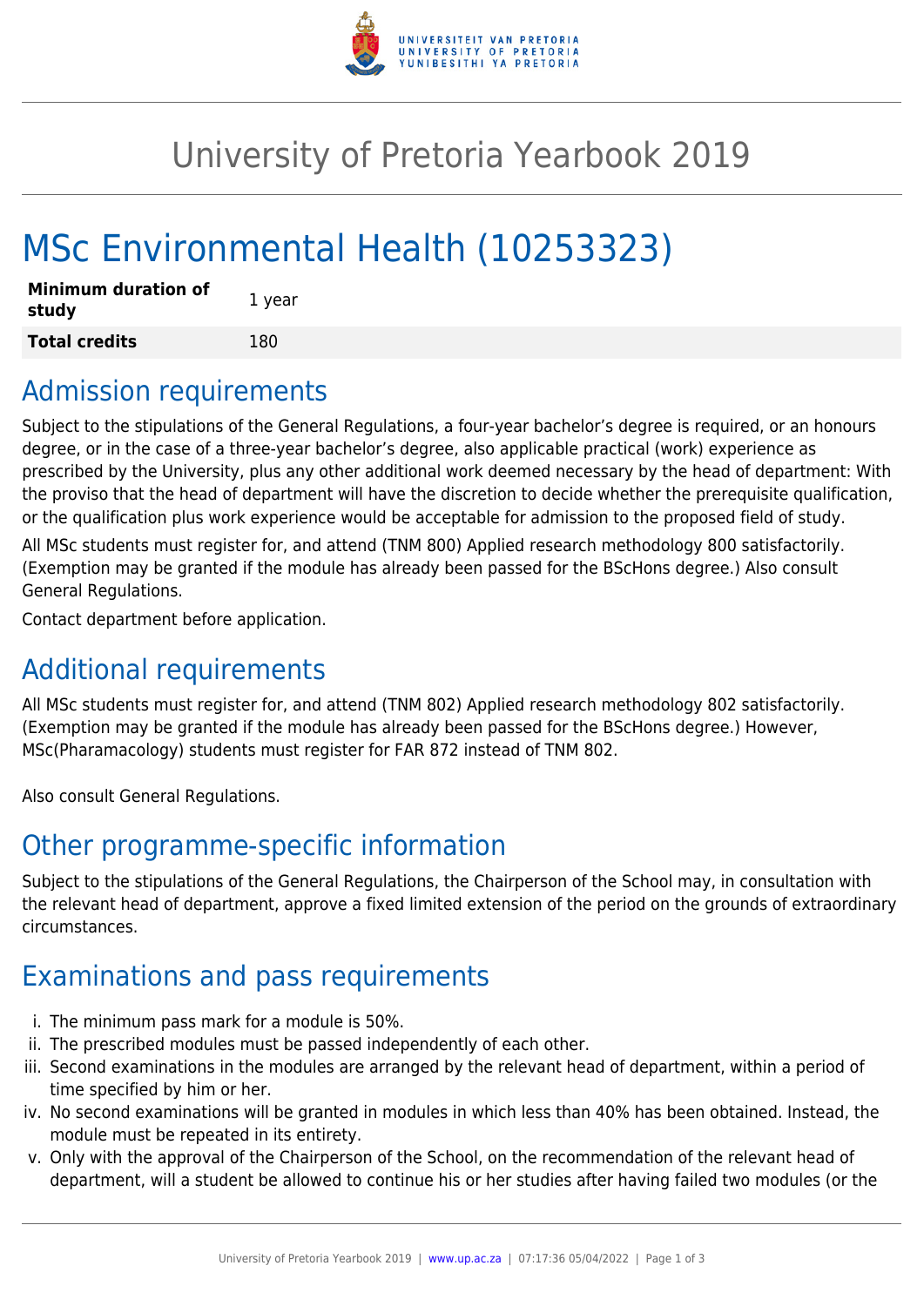# University of Pretoria Yearbook 2019

# MSc Environmental Health (10253323)

| **Minimum duration of study** | 1 year |
| --- | --- |
| **Total credits** | 180 |

## Admission requirements

Subject to the stipulations of the General Regulations, a four-year bachelor's degree is required, or an honours degree, or in the case of a three-year bachelor's degree, also applicable practical (work) experience as prescribed by the University, plus any other additional work deemed necessary by the head of department: With the proviso that the head of department will have the discretion to decide whether the prerequisite qualification, or the qualification plus work experience would be acceptable for admission to the proposed field of study.

All MSc students must register for, and attend (TNM 800) Applied research methodology 800 satisfactorily. (Exemption may be granted if the module has already been passed for the BScHons degree.) Also consult General Regulations.

Contact department before application.

## Additional requirements

All MSc students must register for, and attend (TNM 802) Applied research methodology 802 satisfactorily. (Exemption may be granted if the module has already been passed for the BScHons degree.) However, MSc(Pharamacology) students must register for FAR 872 instead of TNM 802.

Also consult General Regulations.

## Other programme-specific information

Subject to the stipulations of the General Regulations, the Chairperson of the School may, in consultation with the relevant head of department, approve a fixed limited extension of the period on the grounds of extraordinary circumstances.

## Examinations and pass requirements

i. The minimum pass mark for a module is 50%.
ii. The prescribed modules must be passed independently of each other.
iii. Second examinations in the modules are arranged by the relevant head of department, within a period of time specified by him or her.
iv. No second examinations will be granted in modules in which less than 40% has been obtained. Instead, the module must be repeated in its entirety.
v. Only with the approval of the Chairperson of the School, on the recommendation of the relevant head of department, will a student be allowed to continue his or her studies after having failed two modules (or the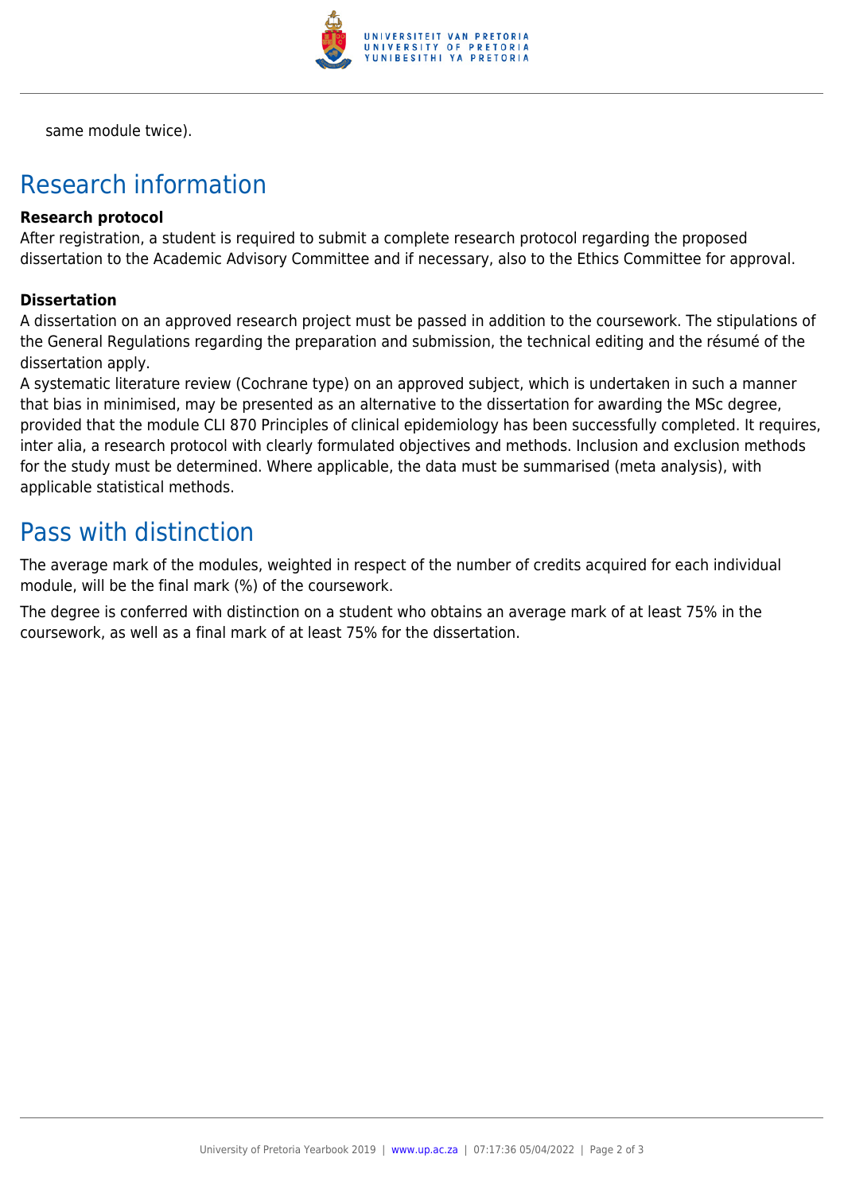same module twice).

## Research information

### Research protocol

After registration, a student is required to submit a complete research protocol regarding the proposed dissertation to the Academic Advisory Committee and if necessary, also to the Ethics Committee for approval.

### Dissertation

A dissertation on an approved research project must be passed in addition to the coursework. The stipulations of the General Regulations regarding the preparation and submission, the technical editing and the résumé of the dissertation apply.

A systematic literature review (Cochrane type) on an approved subject, which is undertaken in such a manner that bias in minimised, may be presented as an alternative to the dissertation for awarding the MSc degree, provided that the module CLI 870 Principles of clinical epidemiology has been successfully completed. It requires, inter alia, a research protocol with clearly formulated objectives and methods. Inclusion and exclusion methods for the study must be determined. Where applicable, the data must be summarised (meta analysis), with applicable statistical methods.

## Pass with distinction

The average mark of the modules, weighted in respect of the number of credits acquired for each individual module, will be the final mark (%) of the coursework.

The degree is conferred with distinction on a student who obtains an average mark of at least 75% in the coursework, as well as a final mark of at least 75% for the dissertation.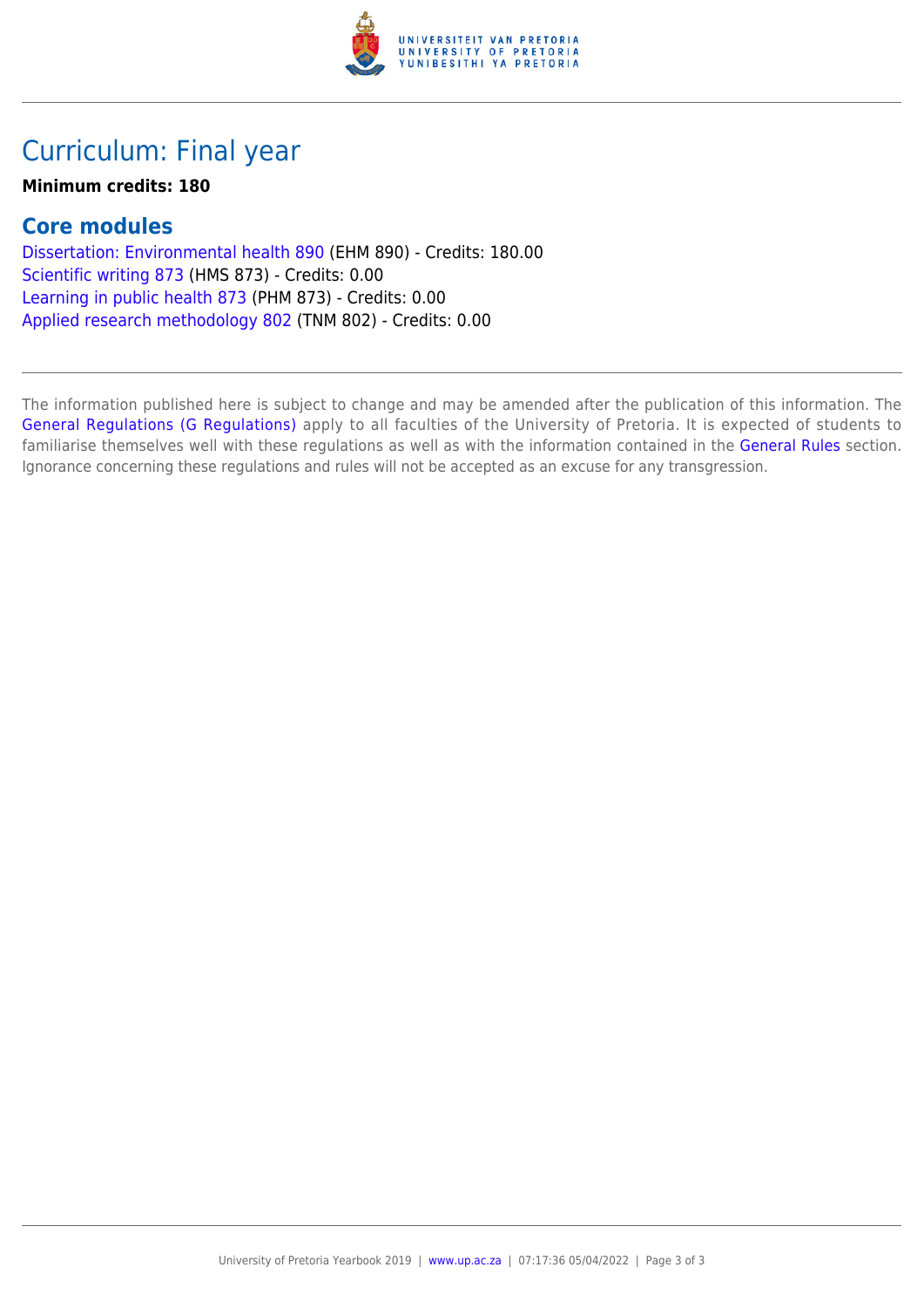# Curriculum: Final year

**Minimum credits: 180**

## Core modules

Dissertation: Environmental health 890 (EHM 890) - Credits: 180.00
Scientific writing 873 (HMS 873) - Credits: 0.00
Learning in public health 873 (PHM 873) - Credits: 0.00
Applied research methodology 802 (TNM 802) - Credits: 0.00

---

The information published here is subject to change and may be amended after the publication of this information. The General Regulations (G Regulations) apply to all faculties of the University of Pretoria. It is expected of students to familiarise themselves well with these regulations as well as with the information contained in the General Rules section. Ignorance concerning these regulations and rules will not be accepted as an excuse for any transgression.